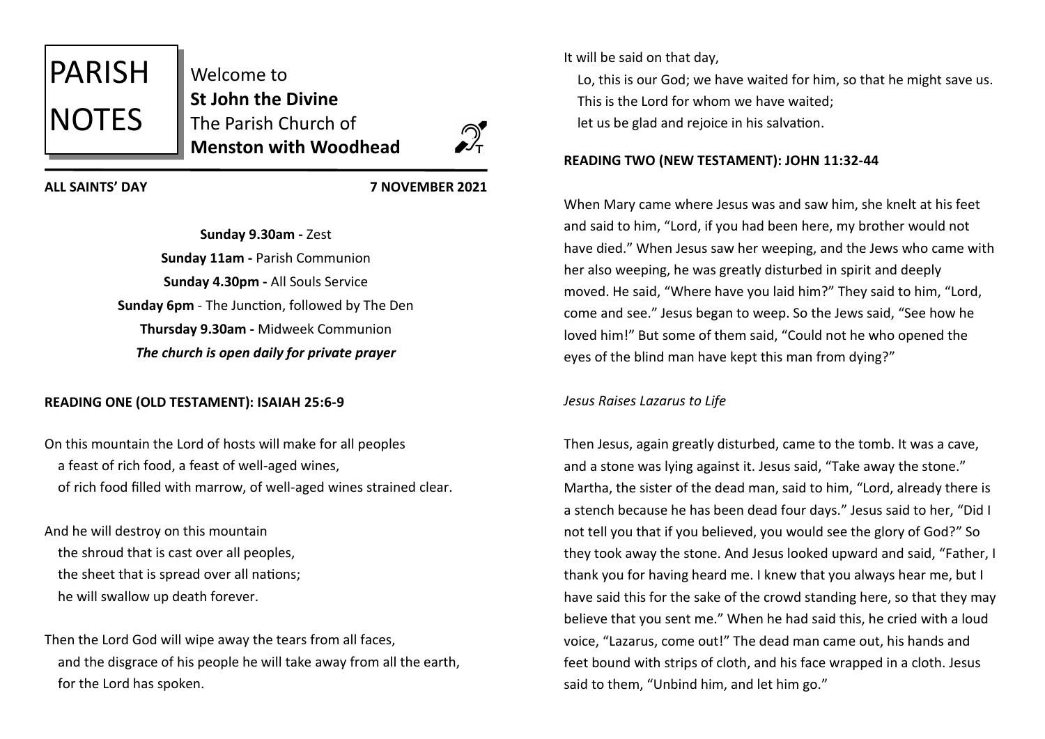# PARISH NOTES

Welcome to
**St John the Divine**
The Parish Church of
**Menston with Woodhead**

**ALL SAINTS' DAY** **7 NOVEMBER 2021**

**Sunday 9.30am -** Zest
**Sunday 11am -** Parish Communion
**Sunday 4.30pm -** All Souls Service
**Sunday 6pm** - The Junction, followed by The Den
**Thursday 9.30am -** Midweek Communion
***The church is open daily for private prayer***

**READING ONE (OLD TESTAMENT): ISAIAH 25:6-9**

On this mountain the Lord of hosts will make for all peoples
a feast of rich food, a feast of well-aged wines,
of rich food filled with marrow, of well-aged wines strained clear.

And he will destroy on this mountain
the shroud that is cast over all peoples,
the sheet that is spread over all nations;
he will swallow up death forever.

Then the Lord God will wipe away the tears from all faces,
and the disgrace of his people he will take away from all the earth,
for the Lord has spoken.

It will be said on that day,
Lo, this is our God; we have waited for him, so that he might save us.
This is the Lord for whom we have waited;
let us be glad and rejoice in his salvation.

**READING TWO (NEW TESTAMENT): JOHN 11:32-44**

When Mary came where Jesus was and saw him, she knelt at his feet and said to him, "Lord, if you had been here, my brother would not have died." When Jesus saw her weeping, and the Jews who came with her also weeping, he was greatly disturbed in spirit and deeply moved. He said, "Where have you laid him?" They said to him, "Lord, come and see." Jesus began to weep. So the Jews said, "See how he loved him!" But some of them said, "Could not he who opened the eyes of the blind man have kept this man from dying?"

*Jesus Raises Lazarus to Life*

Then Jesus, again greatly disturbed, came to the tomb. It was a cave, and a stone was lying against it. Jesus said, "Take away the stone." Martha, the sister of the dead man, said to him, "Lord, already there is a stench because he has been dead four days." Jesus said to her, "Did I not tell you that if you believed, you would see the glory of God?" So they took away the stone. And Jesus looked upward and said, "Father, I thank you for having heard me. I knew that you always hear me, but I have said this for the sake of the crowd standing here, so that they may believe that you sent me." When he had said this, he cried with a loud voice, "Lazarus, come out!" The dead man came out, his hands and feet bound with strips of cloth, and his face wrapped in a cloth. Jesus said to them, "Unbind him, and let him go."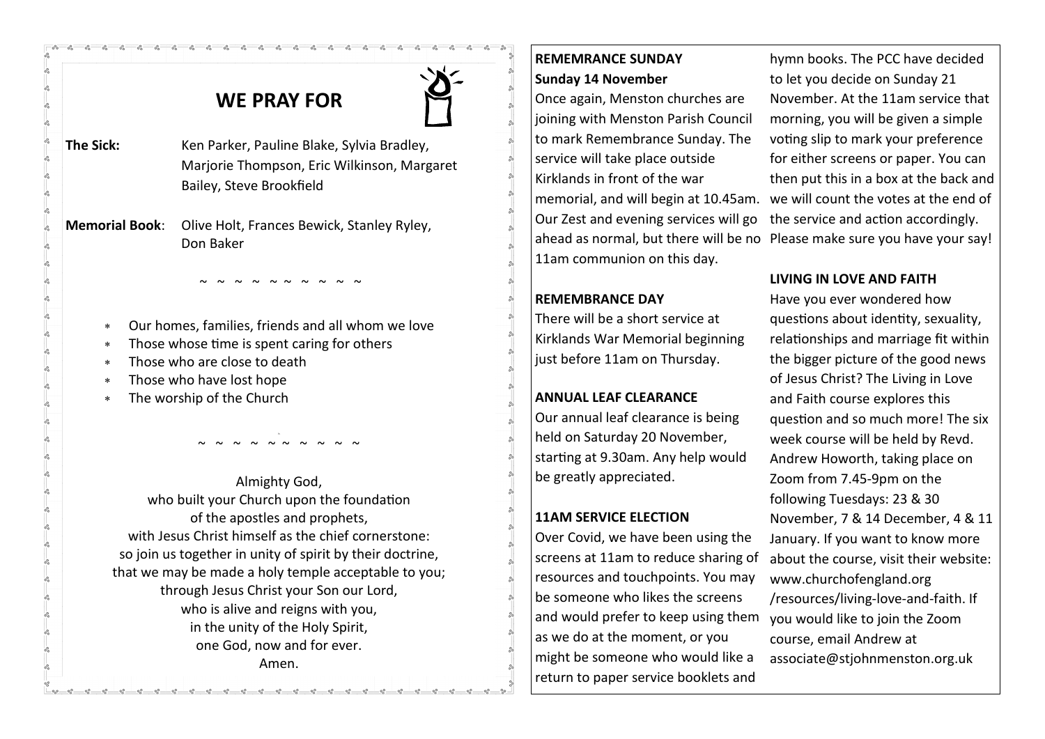## WE PRAY FOR

**The Sick:** Ken Parker, Pauline Blake, Sylvia Bradley, Marjorie Thompson, Eric Wilkinson, Margaret Bailey, Steve Brookfield

**Memorial Book**: Olive Holt, Frances Bewick, Stanley Ryley, Don Baker

~ ~ ~ ~ ~ ~ ~ ~ ~ ~

- Our homes, families, friends and all whom we love
- Those whose time is spent caring for others
- Those who are close to death
- Those who have lost hope
- The worship of the Church

~ ~ ~ ~ ~ ~ ~ ~ ~ ~

Almighty God,
who built your Church upon the foundation
of the apostles and prophets,
with Jesus Christ himself as the chief cornerstone:
so join us together in unity of spirit by their doctrine,
that we may be made a holy temple acceptable to you;
through Jesus Christ your Son our Lord,
who is alive and reigns with you,
in the unity of the Holy Spirit,
one God, now and for ever.
Amen.

**REMEMRANCE SUNDAY**

**Sunday 14 November**

Once again, Menston churches are joining with Menston Parish Council to mark Remembrance Sunday. The service will take place outside Kirklands in front of the war memorial, and will begin at 10.45am. Our Zest and evening services will go ahead as normal, but there will be no 11am communion on this day.

**REMEMBRANCE DAY**

There will be a short service at Kirklands War Memorial beginning just before 11am on Thursday.

**ANNUAL LEAF CLEARANCE**

Our annual leaf clearance is being held on Saturday 20 November, starting at 9.30am. Any help would be greatly appreciated.

**11AM SERVICE ELECTION**

Over Covid, we have been using the screens at 11am to reduce sharing of resources and touchpoints. You may be someone who likes the screens and would prefer to keep using them as we do at the moment, or you might be someone who would like a return to paper service booklets and hymn books. The PCC have decided to let you decide on Sunday 21 November. At the 11am service that morning, you will be given a simple voting slip to mark your preference for either screens or paper. You can then put this in a box at the back and we will count the votes at the end of the service and action accordingly. Please make sure you have your say!

**LIVING IN LOVE AND FAITH**

Have you ever wondered how questions about identity, sexuality, relationships and marriage fit within the bigger picture of the good news of Jesus Christ? The Living in Love and Faith course explores this question and so much more! The six week course will be held by Revd. Andrew Howorth, taking place on Zoom from 7.45-9pm on the following Tuesdays: 23 & 30 November, 7 & 14 December, 4 & 11 January. If you want to know more about the course, visit their website: www.churchofengland.org /resources/living-love-and-faith. If you would like to join the Zoom course, email Andrew at associate@stjohnmenston.org.uk